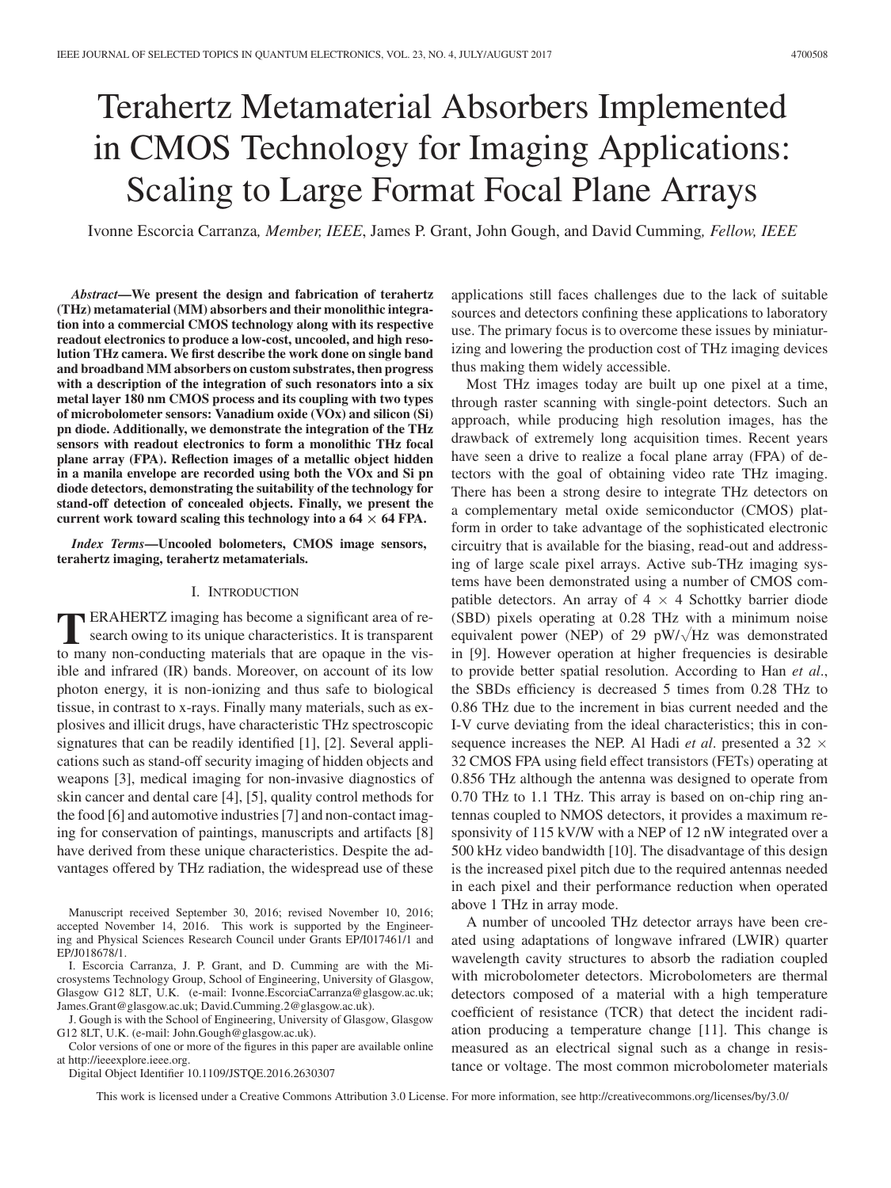# Terahertz Metamaterial Absorbers Implemented in CMOS Technology for Imaging Applications: Scaling to Large Format Focal Plane Arrays

Ivonne Escorcia Carranza, *Member, IEEE*, James P. Grant, John Gough, and David Cumming, *Fellow, IEEE*

***Abstract*—We present the design and fabrication of terahertz (THz) metamaterial (MM) absorbers and their monolithic integration into a commercial CMOS technology along with its respective readout electronics to produce a low-cost, uncooled, and high resolution THz camera. We first describe the work done on single band and broadband MM absorbers on custom substrates, then progress with a description of the integration of such resonators into a six metal layer 180 nm CMOS process and its coupling with two types of microbolometer sensors: Vanadium oxide (VOx) and silicon (Si) pn diode. Additionally, we demonstrate the integration of the THz sensors with readout electronics to form a monolithic THz focal plane array (FPA). Reflection images of a metallic object hidden in a manila envelope are recorded using both the VOx and Si pn diode detectors, demonstrating the suitability of the technology for stand-off detection of concealed objects. Finally, we present the current work toward scaling this technology into a 64 × 64 FPA.**

***Index Terms*—Uncooled bolometers, CMOS image sensors, terahertz imaging, terahertz metamaterials.**

## I. Introduction

Terahertz imaging has become a significant area of research owing to its unique characteristics. It is transparent to many non-conducting materials that are opaque in the visible and infrared (IR) bands. Moreover, on account of its low photon energy, it is non-ionizing and thus safe to biological tissue, in contrast to x-rays. Finally many materials, such as explosives and illicit drugs, have characteristic THz spectroscopic signatures that can be readily identified [1], [2]. Several applications such as stand-off security imaging of hidden objects and weapons [3], medical imaging for non-invasive diagnostics of skin cancer and dental care [4], [5], quality control methods for the food [6] and automotive industries [7] and non-contact imaging for conservation of paintings, manuscripts and artifacts [8] have derived from these unique characteristics. Despite the advantages offered by THz radiation, the widespread use of these applications still faces challenges due to the lack of suitable sources and detectors confining these applications to laboratory use. The primary focus is to overcome these issues by miniaturizing and lowering the production cost of THz imaging devices thus making them widely accessible.

Most THz images today are built up one pixel at a time, through raster scanning with single-point detectors. Such an approach, while producing high resolution images, has the drawback of extremely long acquisition times. Recent years have seen a drive to realize a focal plane array (FPA) of detectors with the goal of obtaining video rate THz imaging. There has been a strong desire to integrate THz detectors on a complementary metal oxide semiconductor (CMOS) platform in order to take advantage of the sophisticated electronic circuitry that is available for the biasing, read-out and addressing of large scale pixel arrays. Active sub-THz imaging systems have been demonstrated using a number of CMOS compatible detectors. An array of 4 × 4 Schottky barrier diode (SBD) pixels operating at 0.28 THz with a minimum noise equivalent power (NEP) of 29 pW/$\sqrt{\text{Hz}}$ was demonstrated in [9]. However operation at higher frequencies is desirable to provide better spatial resolution. According to Han *et al*., the SBDs efficiency is decreased 5 times from 0.28 THz to 0.86 THz due to the increment in bias current needed and the I-V curve deviating from the ideal characteristics; this in consequence increases the NEP. Al Hadi *et al*. presented a 32 × 32 CMOS FPA using field effect transistors (FETs) operating at 0.856 THz although the antenna was designed to operate from 0.70 THz to 1.1 THz. This array is based on on-chip ring antennas coupled to NMOS detectors, it provides a maximum responsivity of 115 kV/W with a NEP of 12 nW integrated over a 500 kHz video bandwidth [10]. The disadvantage of this design is the increased pixel pitch due to the required antennas needed in each pixel and their performance reduction when operated above 1 THz in array mode.

A number of uncooled THz detector arrays have been created using adaptations of longwave infrared (LWIR) quarter wavelength cavity structures to absorb the radiation coupled with microbolometer detectors. Microbolometers are thermal detectors composed of a material with a high temperature coefficient of resistance (TCR) that detect the incident radiation producing a temperature change [11]. This change is measured as an electrical signal such as a change in resistance or voltage. The most common microbolometer materials

Manuscript received September 30, 2016; revised November 10, 2016; accepted November 14, 2016. This work is supported by the Engineering and Physical Sciences Research Council under Grants EP/I017461/1 and EP/J018678/1.

I. Escorcia Carranza, J. P. Grant, and D. Cumming are with the Microsystems Technology Group, School of Engineering, University of Glasgow, Glasgow G12 8LT, U.K. (e-mail: Ivonne.EscorciaCarranza@glasgow.ac.uk; James.Grant@glasgow.ac.uk; David.Cumming.2@glasgow.ac.uk).

J. Gough is with the School of Engineering, University of Glasgow, Glasgow G12 8LT, U.K. (e-mail: John.Gough@glasgow.ac.uk).

Color versions of one or more of the figures in this paper are available online at http://ieeexplore.ieee.org.

Digital Object Identifier 10.1109/JSTQE.2016.2630307

This work is licensed under a Creative Commons Attribution 3.0 License. For more information, see http://creativecommons.org/licenses/by/3.0/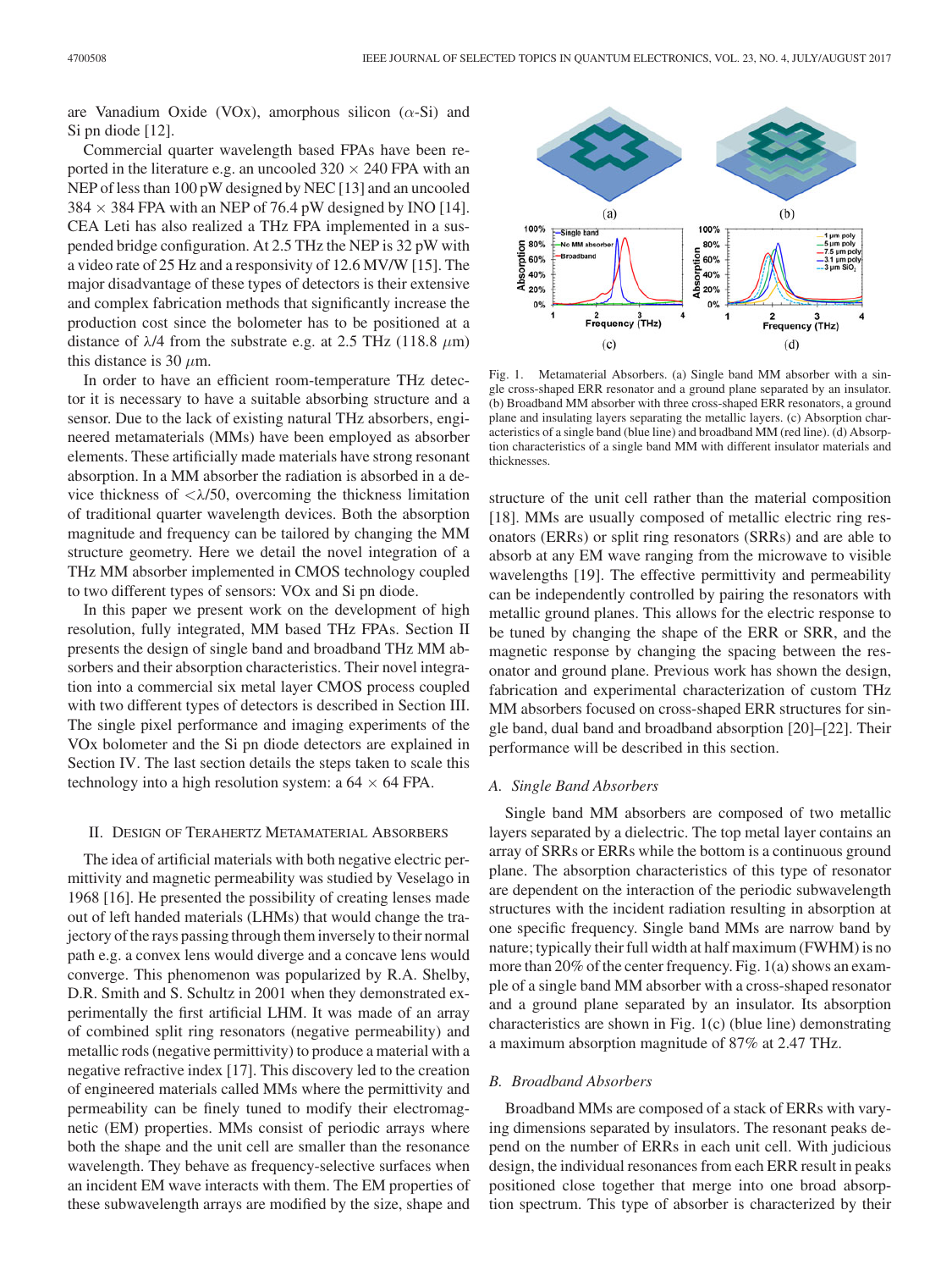are Vanadium Oxide (VOx), amorphous silicon ($\alpha$-Si) and Si pn diode [12].

Commercial quarter wavelength based FPAs have been reported in the literature e.g. an uncooled 320 × 240 FPA with an NEP of less than 100 pW designed by NEC [13] and an uncooled 384 × 384 FPA with an NEP of 76.4 pW designed by INO [14]. CEA Leti has also realized a THz FPA implemented in a suspended bridge configuration. At 2.5 THz the NEP is 32 pW with a video rate of 25 Hz and a responsivity of 12.6 MV/W [15]. The major disadvantage of these types of detectors is their extensive and complex fabrication methods that significantly increase the production cost since the bolometer has to be positioned at a distance of $\lambda/4$ from the substrate e.g. at 2.5 THz (118.8 $\mu$m) this distance is 30 $\mu$m.

In order to have an efficient room-temperature THz detector it is necessary to have a suitable absorbing structure and a sensor. Due to the lack of existing natural THz absorbers, engineered metamaterials (MMs) have been employed as absorber elements. These artificially made materials have strong resonant absorption. In a MM absorber the radiation is absorbed in a device thickness of $<\lambda/50$, overcoming the thickness limitation of traditional quarter wavelength devices. Both the absorption magnitude and frequency can be tailored by changing the MM structure geometry. Here we detail the novel integration of a THz MM absorber implemented in CMOS technology coupled to two different types of sensors: VOx and Si pn diode.

In this paper we present work on the development of high resolution, fully integrated, MM based THz FPAs. Section II presents the design of single band and broadband THz MM absorbers and their absorption characteristics. Their novel integration into a commercial six metal layer CMOS process coupled with two different types of detectors is described in Section III. The single pixel performance and imaging experiments of the VOx bolometer and the Si pn diode detectors are explained in Section IV. The last section details the steps taken to scale this technology into a high resolution system: a 64 × 64 FPA.

## II. Design of Terahertz Metamaterial Absorbers

The idea of artificial materials with both negative electric permittivity and magnetic permeability was studied by Veselago in 1968 [16]. He presented the possibility of creating lenses made out of left handed materials (LHMs) that would change the trajectory of the rays passing through them inversely to their normal path e.g. a convex lens would diverge and a concave lens would converge. This phenomenon was popularized by R.A. Shelby, D.R. Smith and S. Schultz in 2001 when they demonstrated experimentally the first artificial LHM. It was made of an array of combined split ring resonators (negative permeability) and metallic rods (negative permittivity) to produce a material with a negative refractive index [17]. This discovery led to the creation of engineered materials called MMs where the permittivity and permeability can be finely tuned to modify their electromagnetic (EM) properties. MMs consist of periodic arrays where both the shape and the unit cell are smaller than the resonance wavelength. They behave as frequency-selective surfaces when an incident EM wave interacts with them. The EM properties of these subwavelength arrays are modified by the size, shape and structure of the unit cell rather than the material composition [18]. MMs are usually composed of metallic electric ring resonators (ERRs) or split ring resonators (SRRs) and are able to absorb at any EM wave ranging from the microwave to visible wavelengths [19]. The effective permittivity and permeability can be independently controlled by pairing the resonators with metallic ground planes. This allows for the electric response to be tuned by changing the shape of the ERR or SRR, and the magnetic response by changing the spacing between the resonator and ground plane. Previous work has shown the design, fabrication and experimental characterization of custom THz MM absorbers focused on cross-shaped ERR structures for single band, dual band and broadband absorption [20]–[22]. Their performance will be described in this section.

Fig. 1. Metamaterial Absorbers. (a) Single band MM absorber with a single cross-shaped ERR resonator and a ground plane separated by an insulator. (b) Broadband MM absorber with three cross-shaped ERR resonators, a ground plane and insulating layers separating the metallic layers. (c) Absorption characteristics of a single band (blue line) and broadband MM (red line). (d) Absorption characteristics of a single band MM with different insulator materials and thicknesses.

### A. Single Band Absorbers

Single band MM absorbers are composed of two metallic layers separated by a dielectric. The top metal layer contains an array of SRRs or ERRs while the bottom is a continuous ground plane. The absorption characteristics of this type of resonator are dependent on the interaction of the periodic subwavelength structures with the incident radiation resulting in absorption at one specific frequency. Single band MMs are narrow band by nature; typically their full width at half maximum (FWHM) is no more than 20% of the center frequency. Fig. 1(a) shows an example of a single band MM absorber with a cross-shaped resonator and a ground plane separated by an insulator. Its absorption characteristics are shown in Fig. 1(c) (blue line) demonstrating a maximum absorption magnitude of 87% at 2.47 THz.

### B. Broadband Absorbers

Broadband MMs are composed of a stack of ERRs with varying dimensions separated by insulators. The resonant peaks depend on the number of ERRs in each unit cell. With judicious design, the individual resonances from each ERR result in peaks positioned close together that merge into one broad absorption spectrum. This type of absorber is characterized by their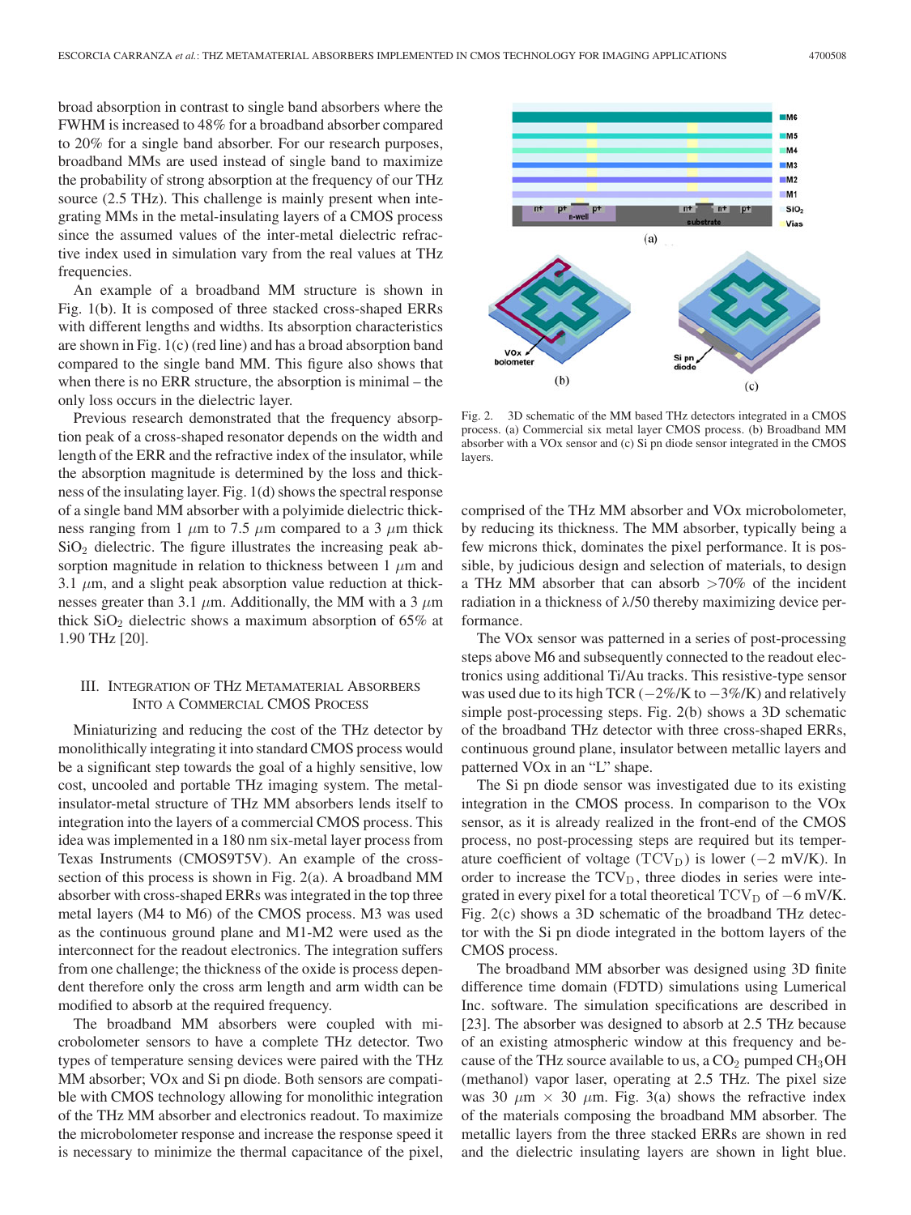broad absorption in contrast to single band absorbers where the FWHM is increased to 48% for a broadband absorber compared to 20% for a single band absorber. For our research purposes, broadband MMs are used instead of single band to maximize the probability of strong absorption at the frequency of our THz source (2.5 THz). This challenge is mainly present when integrating MMs in the metal-insulating layers of a CMOS process since the assumed values of the inter-metal dielectric refractive index used in simulation vary from the real values at THz frequencies.

An example of a broadband MM structure is shown in Fig. 1(b). It is composed of three stacked cross-shaped ERRs with different lengths and widths. Its absorption characteristics are shown in Fig. 1(c) (red line) and has a broad absorption band compared to the single band MM. This figure also shows that when there is no ERR structure, the absorption is minimal – the only loss occurs in the dielectric layer.

Previous research demonstrated that the frequency absorption peak of a cross-shaped resonator depends on the width and length of the ERR and the refractive index of the insulator, while the absorption magnitude is determined by the loss and thickness of the insulating layer. Fig. 1(d) shows the spectral response of a single band MM absorber with a polyimide dielectric thickness ranging from 1 $\mu$m to 7.5 $\mu$m compared to a 3 $\mu$m thick $SiO_2$ dielectric. The figure illustrates the increasing peak absorption magnitude in relation to thickness between 1 $\mu$m and 3.1 $\mu$m, and a slight peak absorption value reduction at thicknesses greater than 3.1 $\mu$m. Additionally, the MM with a 3 $\mu$m thick $SiO_2$ dielectric shows a maximum absorption of 65% at 1.90 THz [20].

## III. Integration of THz Metamaterial Absorbers Into a Commercial CMOS Process

Miniaturizing and reducing the cost of the THz detector by monolithically integrating it into standard CMOS process would be a significant step towards the goal of a highly sensitive, low cost, uncooled and portable THz imaging system. The metal-insulator-metal structure of THz MM absorbers lends itself to integration into the layers of a commercial CMOS process. This idea was implemented in a 180 nm six-metal layer process from Texas Instruments (CMOS9T5V). An example of the cross-section of this process is shown in Fig. 2(a). A broadband MM absorber with cross-shaped ERRs was integrated in the top three metal layers (M4 to M6) of the CMOS process. M3 was used as the continuous ground plane and M1-M2 were used as the interconnect for the readout electronics. The integration suffers from one challenge; the thickness of the oxide is process dependent therefore only the cross arm length and arm width can be modified to absorb at the required frequency.

The broadband MM absorbers were coupled with microbolometer sensors to have a complete THz detector. Two types of temperature sensing devices were paired with the THz MM absorber; VOx and Si pn diode. Both sensors are compatible with CMOS technology allowing for monolithic integration of the THz MM absorber and electronics readout. To maximize the microbolometer response and increase the response speed it is necessary to minimize the thermal capacitance of the pixel,

Fig. 2. 3D schematic of the MM based THz detectors integrated in a CMOS process. (a) Commercial six metal layer CMOS process. (b) Broadband MM absorber with a VOx sensor and (c) Si pn diode sensor integrated in the CMOS layers.

comprised of the THz MM absorber and VOx microbolometer, by reducing its thickness. The MM absorber, typically being a few microns thick, dominates the pixel performance. It is possible, by judicious design and selection of materials, to design a THz MM absorber that can absorb >70% of the incident radiation in a thickness of $\lambda/50$ thereby maximizing device performance.

The VOx sensor was patterned in a series of post-processing steps above M6 and subsequently connected to the readout electronics using additional Ti/Au tracks. This resistive-type sensor was used due to its high TCR (−2%/K to −3%/K) and relatively simple post-processing steps. Fig. 2(b) shows a 3D schematic of the broadband THz detector with three cross-shaped ERRs, continuous ground plane, insulator between metallic layers and patterned VOx in an "L" shape.

The Si pn diode sensor was investigated due to its existing integration in the CMOS process. In comparison to the VOx sensor, as it is already realized in the front-end of the CMOS process, no post-processing steps are required but its temperature coefficient of voltage ($\mathrm{TCV_D}$) is lower (−2 mV/K). In order to increase the $\mathrm{TCV_D}$, three diodes in series were integrated in every pixel for a total theoretical $\mathrm{TCV_D}$ of −6 mV/K. Fig. 2(c) shows a 3D schematic of the broadband THz detector with the Si pn diode integrated in the bottom layers of the CMOS process.

The broadband MM absorber was designed using 3D finite difference time domain (FDTD) simulations using Lumerical Inc. software. The simulation specifications are described in [23]. The absorber was designed to absorb at 2.5 THz because of an existing atmospheric window at this frequency and because of the THz source available to us, a $CO_2$ pumped $CH_3OH$ (methanol) vapor laser, operating at 2.5 THz. The pixel size was 30 $\mu$m × 30 $\mu$m. Fig. 3(a) shows the refractive index of the materials composing the broadband MM absorber. The metallic layers from the three stacked ERRs are shown in red and the dielectric insulating layers are shown in light blue.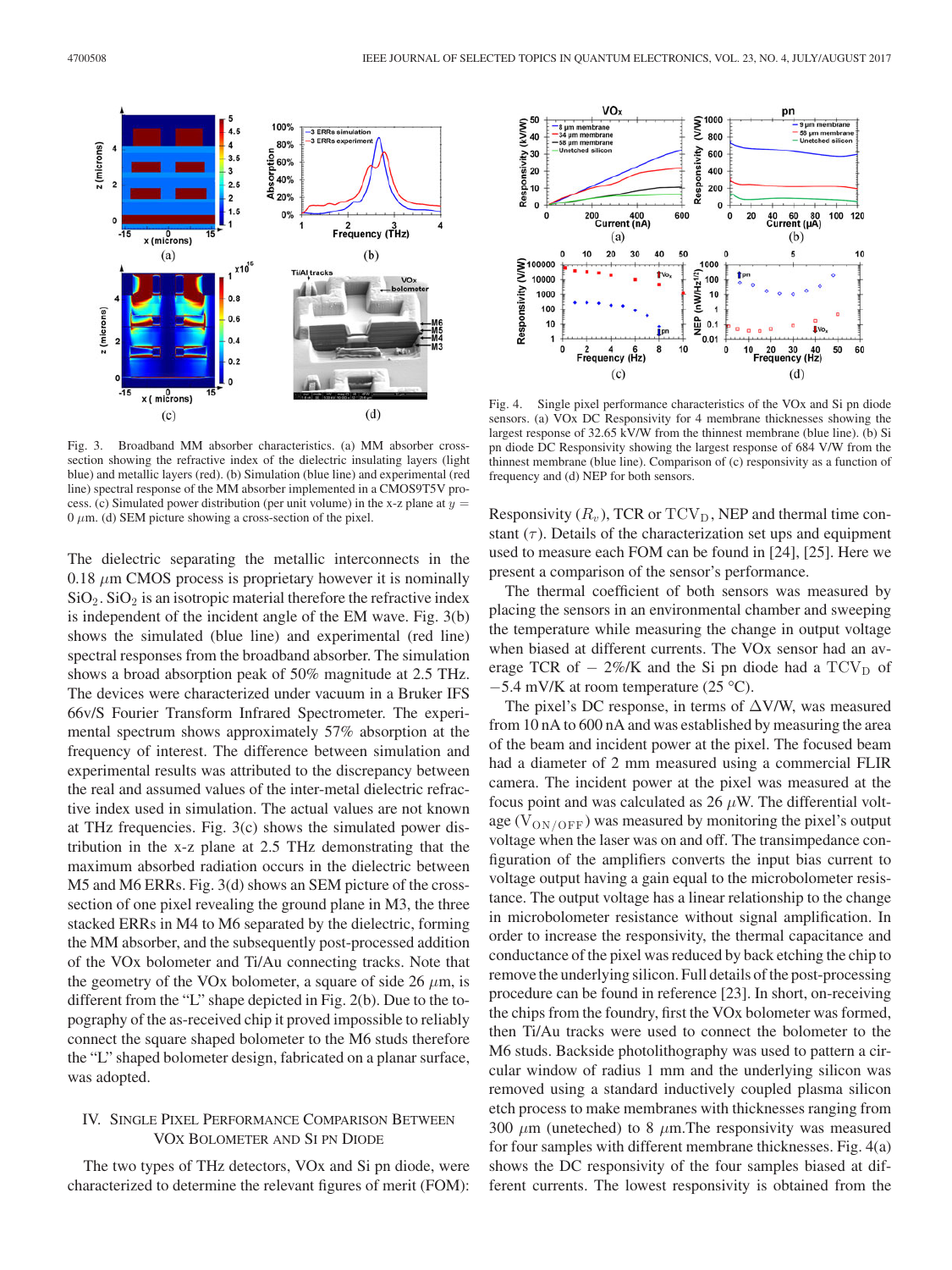Fig. 3. Broadband MM absorber characteristics. (a) MM absorber cross-section showing the refractive index of the dielectric insulating layers (light blue) and metallic layers (red). (b) Simulation (blue line) and experimental (red line) spectral response of the MM absorber implemented in a CMOS9T5V process. (c) Simulated power distribution (per unit volume) in the x-z plane at $y = 0$ $\mu$m. (d) SEM picture showing a cross-section of the pixel.

The dielectric separating the metallic interconnects in the 0.18 $\mu$m CMOS process is proprietary however it is nominally $SiO_2$. $SiO_2$ is an isotropic material therefore the refractive index is independent of the incident angle of the EM wave. Fig. 3(b) shows the simulated (blue line) and experimental (red line) spectral responses from the broadband absorber. The simulation shows a broad absorption peak of 50% magnitude at 2.5 THz. The devices were characterized under vacuum in a Bruker IFS 66v/S Fourier Transform Infrared Spectrometer. The experimental spectrum shows approximately 57% absorption at the frequency of interest. The difference between simulation and experimental results was attributed to the discrepancy between the real and assumed values of the inter-metal dielectric refractive index used in simulation. The actual values are not known at THz frequencies. Fig. 3(c) shows the simulated power distribution in the x-z plane at 2.5 THz demonstrating that the maximum absorbed radiation occurs in the dielectric between M5 and M6 ERRs. Fig. 3(d) shows an SEM picture of the cross-section of one pixel revealing the ground plane in M3, the three stacked ERRs in M4 to M6 separated by the dielectric, forming the MM absorber, and the subsequently post-processed addition of the VOx bolometer and Ti/Au connecting tracks. Note that the geometry of the VOx bolometer, a square of side 26 $\mu$m, is different from the "L" shape depicted in Fig. 2(b). Due to the topography of the as-received chip it proved impossible to reliably connect the square shaped bolometer to the M6 studs therefore the "L" shaped bolometer design, fabricated on a planar surface, was adopted.

## IV. Single Pixel Performance Comparison Between VOx Bolometer and Si pn Diode

The two types of THz detectors, VOx and Si pn diode, were characterized to determine the relevant figures of merit (FOM): Responsivity ($R_v$), TCR or $\mathrm{TCV_D}$, NEP and thermal time constant ($\tau$). Details of the characterization set ups and equipment used to measure each FOM can be found in [24], [25]. Here we present a comparison of the sensor's performance.

Fig. 4. Single pixel performance characteristics of the VOx and Si pn diode sensors. (a) VOx DC Responsivity for 4 membrane thicknesses showing the largest response of 32.65 kV/W from the thinnest membrane (blue line). (b) Si pn diode DC Responsivity showing the largest response of 684 V/W from the thinnest membrane (blue line). Comparison of (c) responsivity as a function of frequency and (d) NEP for both sensors.

The thermal coefficient of both sensors was measured by placing the sensors in an environmental chamber and sweeping the temperature while measuring the change in output voltage when biased at different currents. The VOx sensor had an average TCR of − 2%/K and the Si pn diode had a $\mathrm{TCV_D}$ of −5.4 mV/K at room temperature (25 °C).

The pixel's DC response, in terms of ΔV/W, was measured from 10 nA to 600 nA and was established by measuring the area of the beam and incident power at the pixel. The focused beam had a diameter of 2 mm measured using a commercial FLIR camera. The incident power at the pixel was measured at the focus point and was calculated as 26 $\mu$W. The differential voltage ($\mathrm{V_{ON/OFF}}$) was measured by monitoring the pixel's output voltage when the laser was on and off. The transimpedance configuration of the amplifiers converts the input bias current to voltage output having a gain equal to the microbolometer resistance. The output voltage has a linear relationship to the change in microbolometer resistance without signal amplification. In order to increase the responsivity, the thermal capacitance and conductance of the pixel was reduced by back etching the chip to remove the underlying silicon. Full details of the post-processing procedure can be found in reference [23]. In short, on-receiving the chips from the foundry, first the VOx bolometer was formed, then Ti/Au tracks were used to connect the bolometer to the M6 studs. Backside photolithography was used to pattern a circular window of radius 1 mm and the underlying silicon was removed using a standard inductively coupled plasma silicon etch process to make membranes with thicknesses ranging from 300 $\mu$m (uneteched) to 8 $\mu$m.The responsivity was measured for four samples with different membrane thicknesses. Fig. 4(a) shows the DC responsivity of the four samples biased at different currents. The lowest responsivity is obtained from the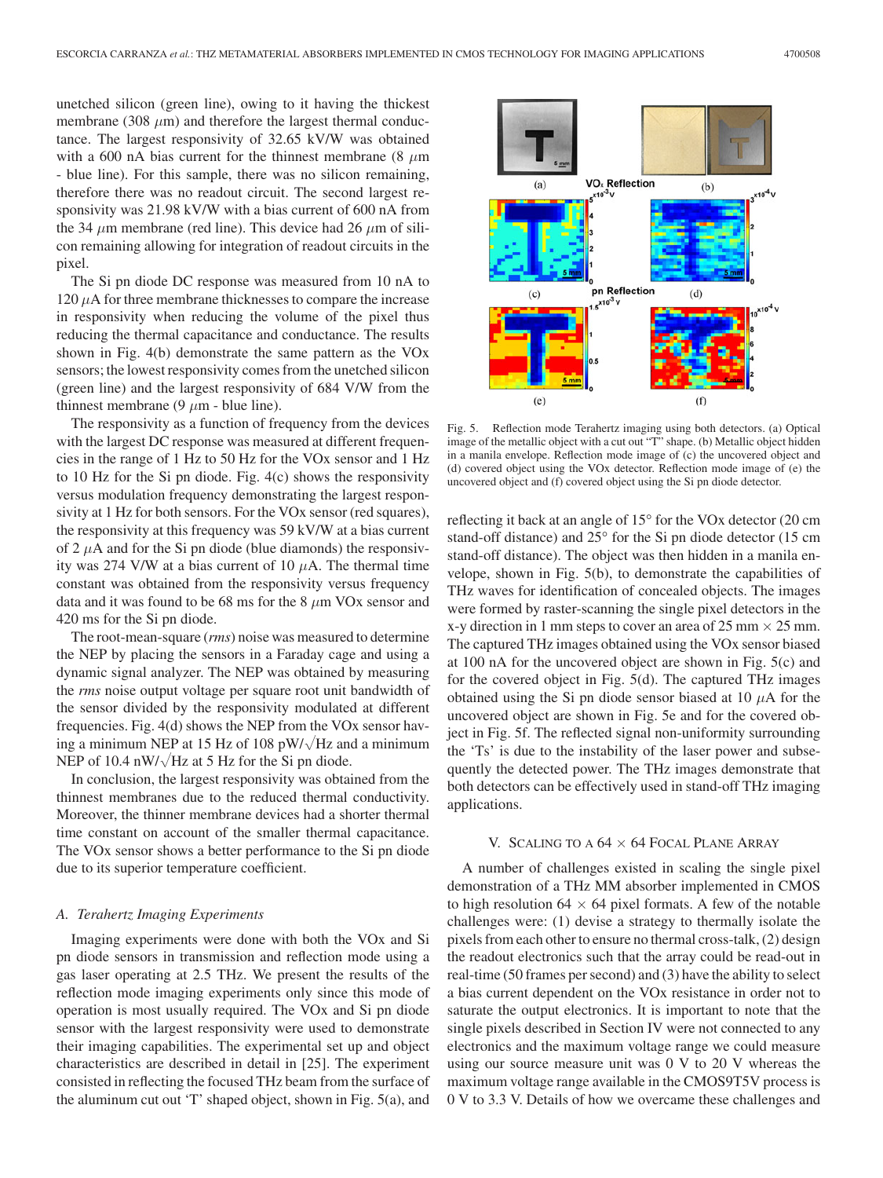unetched silicon (green line), owing to it having the thickest membrane (308 $\mu$m) and therefore the largest thermal conductance. The largest responsivity of 32.65 kV/W was obtained with a 600 nA bias current for the thinnest membrane (8 $\mu$m - blue line). For this sample, there was no silicon remaining, therefore there was no readout circuit. The second largest responsivity was 21.98 kV/W with a bias current of 600 nA from the 34 $\mu$m membrane (red line). This device had 26 $\mu$m of silicon remaining allowing for integration of readout circuits in the pixel.

The Si pn diode DC response was measured from 10 nA to 120 $\mu$A for three membrane thicknesses to compare the increase in responsivity when reducing the volume of the pixel thus reducing the thermal capacitance and conductance. The results shown in Fig. 4(b) demonstrate the same pattern as the VOx sensors; the lowest responsivity comes from the unetched silicon (green line) and the largest responsivity of 684 V/W from the thinnest membrane (9 $\mu$m - blue line).

The responsivity as a function of frequency from the devices with the largest DC response was measured at different frequencies in the range of 1 Hz to 50 Hz for the VOx sensor and 1 Hz to 10 Hz for the Si pn diode. Fig. 4(c) shows the responsivity versus modulation frequency demonstrating the largest responsivity at 1 Hz for both sensors. For the VOx sensor (red squares), the responsivity at this frequency was 59 kV/W at a bias current of 2 $\mu$A and for the Si pn diode (blue diamonds) the responsivity was 274 V/W at a bias current of 10 $\mu$A. The thermal time constant was obtained from the responsivity versus frequency data and it was found to be 68 ms for the 8 $\mu$m VOx sensor and 420 ms for the Si pn diode.

The root-mean-square (*rms*) noise was measured to determine the NEP by placing the sensors in a Faraday cage and using a dynamic signal analyzer. The NEP was obtained by measuring the *rms* noise output voltage per square root unit bandwidth of the sensor divided by the responsivity modulated at different frequencies. Fig. 4(d) shows the NEP from the VOx sensor having a minimum NEP at 15 Hz of 108 pW/$\sqrt{\text{Hz}}$ and a minimum NEP of 10.4 nW/$\sqrt{\text{Hz}}$ at 5 Hz for the Si pn diode.

In conclusion, the largest responsivity was obtained from the thinnest membranes due to the reduced thermal conductivity. Moreover, the thinner membrane devices had a shorter thermal time constant on account of the smaller thermal capacitance. The VOx sensor shows a better performance to the Si pn diode due to its superior temperature coefficient.

### A. *Terahertz Imaging Experiments*

Imaging experiments were done with both the VOx and Si pn diode sensors in transmission and reflection mode using a gas laser operating at 2.5 THz. We present the results of the reflection mode imaging experiments only since this mode of operation is most usually required. The VOx and Si pn diode sensor with the largest responsivity were used to demonstrate their imaging capabilities. The experimental set up and object characteristics are described in detail in [25]. The experiment consisted in reflecting the focused THz beam from the surface of the aluminum cut out 'T' shaped object, shown in Fig. 5(a), and reflecting it back at an angle of 15° for the VOx detector (20 cm stand-off distance) and 25° for the Si pn diode detector (15 cm stand-off distance). The object was then hidden in a manila envelope, shown in Fig. 5(b), to demonstrate the capabilities of THz waves for identification of concealed objects. The images were formed by raster-scanning the single pixel detectors in the x-y direction in 1 mm steps to cover an area of 25 mm × 25 mm. The captured THz images obtained using the VOx sensor biased at 100 nA for the uncovered object are shown in Fig. 5(c) and for the covered object in Fig. 5(d). The captured THz images obtained using the Si pn diode sensor biased at 10 $\mu$A for the uncovered object are shown in Fig. 5e and for the covered object in Fig. 5f. The reflected signal non-uniformity surrounding the 'Ts' is due to the instability of the laser power and subsequently the detected power. The THz images demonstrate that both detectors can be effectively used in stand-off THz imaging applications.

Fig. 5. Reflection mode Terahertz imaging using both detectors. (a) Optical image of the metallic object with a cut out "T" shape. (b) Metallic object hidden in a manila envelope. Reflection mode image of (c) the uncovered object and (d) covered object using the VOx detector. Reflection mode image of (e) the uncovered object and (f) covered object using the Si pn diode detector.

## V. Scaling to a 64 × 64 Focal Plane Array

A number of challenges existed in scaling the single pixel demonstration of a THz MM absorber implemented in CMOS to high resolution 64 × 64 pixel formats. A few of the notable challenges were: (1) devise a strategy to thermally isolate the pixels from each other to ensure no thermal cross-talk, (2) design the readout electronics such that the array could be read-out in real-time (50 frames per second) and (3) have the ability to select a bias current dependent on the VOx resistance in order not to saturate the output electronics. It is important to note that the single pixels described in Section IV were not connected to any electronics and the maximum voltage range we could measure using our source measure unit was 0 V to 20 V whereas the maximum voltage range available in the CMOS9T5V process is 0 V to 3.3 V. Details of how we overcame these challenges and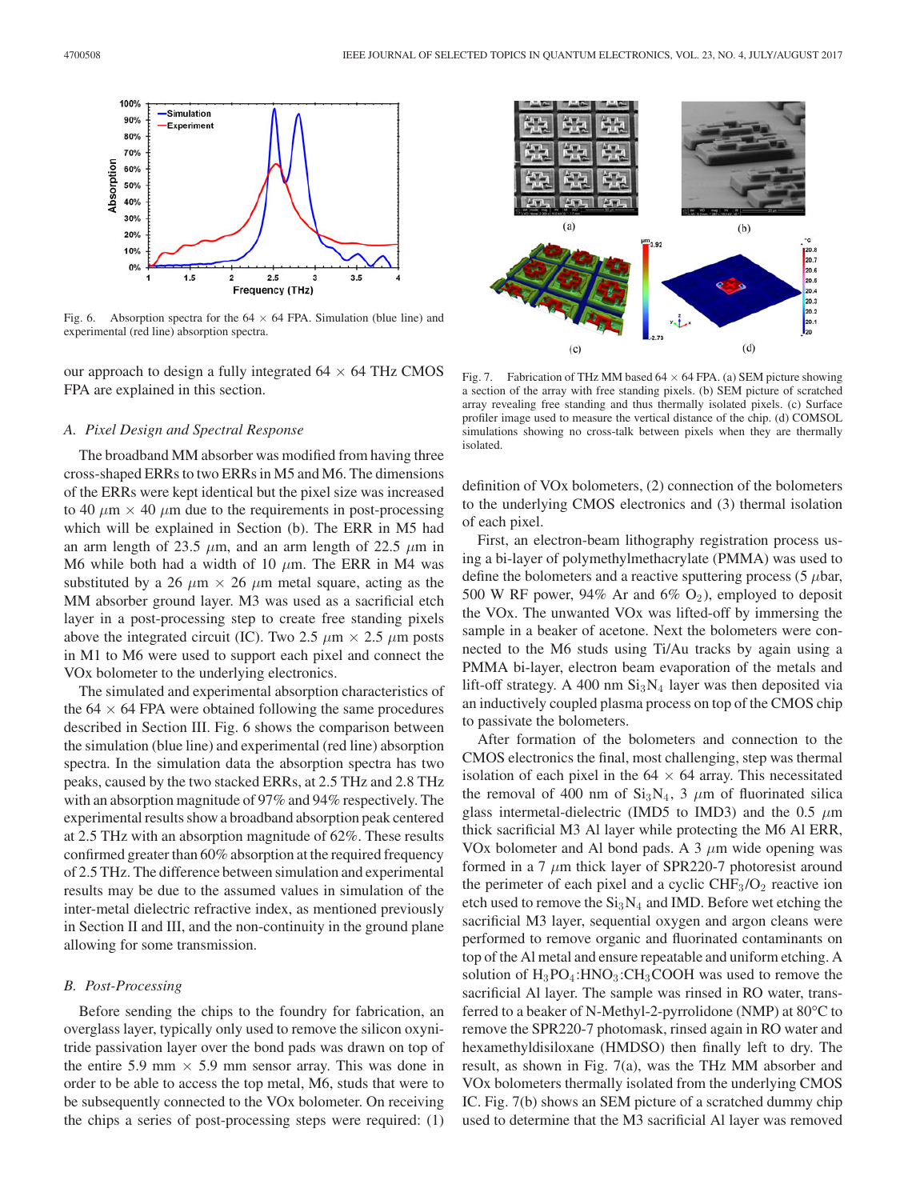Fig. 6. Absorption spectra for the 64 × 64 FPA. Simulation (blue line) and experimental (red line) absorption spectra.

our approach to design a fully integrated 64 × 64 THz CMOS FPA are explained in this section.

### *A. Pixel Design and Spectral Response*

The broadband MM absorber was modified from having three cross-shaped ERRs to two ERRs in M5 and M6. The dimensions of the ERRs were kept identical but the pixel size was increased to 40 $\mu$m × 40 $\mu$m due to the requirements in post-processing which will be explained in Section (b). The ERR in M5 had an arm length of 23.5 $\mu$m, and an arm length of 22.5 $\mu$m in M6 while both had a width of 10 $\mu$m. The ERR in M4 was substituted by a 26 $\mu$m × 26 $\mu$m metal square, acting as the MM absorber ground layer. M3 was used as a sacrificial etch layer in a post-processing step to create free standing pixels above the integrated circuit (IC). Two 2.5 $\mu$m × 2.5 $\mu$m posts in M1 to M6 were used to support each pixel and connect the VOx bolometer to the underlying electronics.

The simulated and experimental absorption characteristics of the 64 × 64 FPA were obtained following the same procedures described in Section III. Fig. 6 shows the comparison between the simulation (blue line) and experimental (red line) absorption spectra. In the simulation data the absorption spectra has two peaks, caused by the two stacked ERRs, at 2.5 THz and 2.8 THz with an absorption magnitude of 97% and 94% respectively. The experimental results show a broadband absorption peak centered at 2.5 THz with an absorption magnitude of 62%. These results confirmed greater than 60% absorption at the required frequency of 2.5 THz. The difference between simulation and experimental results may be due to the assumed values in simulation of the inter-metal dielectric refractive index, as mentioned previously in Section II and III, and the non-continuity in the ground plane allowing for some transmission.

### *B. Post-Processing*

Before sending the chips to the foundry for fabrication, an overglass layer, typically only used to remove the silicon oxynitride passivation layer over the bond pads was drawn on top of the entire 5.9 mm × 5.9 mm sensor array. This was done in order to be able to access the top metal, M6, studs that were to be subsequently connected to the VOx bolometer. On receiving the chips a series of post-processing steps were required: (1) definition of VOx bolometers, (2) connection of the bolometers to the underlying CMOS electronics and (3) thermal isolation of each pixel.

Fig. 7. Fabrication of THz MM based 64 × 64 FPA. (a) SEM picture showing a section of the array with free standing pixels. (b) SEM picture of scratched array revealing free standing and thus thermally isolated pixels. (c) Surface profiler image used to measure the vertical distance of the chip. (d) COMSOL simulations showing no cross-talk between pixels when they are thermally isolated.

First, an electron-beam lithography registration process using a bi-layer of polymethylmethacrylate (PMMA) was used to define the bolometers and a reactive sputtering process (5 $\mu$bar, 500 W RF power, 94% Ar and 6% $O_2$), employed to deposit the VOx. The unwanted VOx was lifted-off by immersing the sample in a beaker of acetone. Next the bolometers were connected to the M6 studs using Ti/Au tracks by again using a PMMA bi-layer, electron beam evaporation of the metals and lift-off strategy. A 400 nm $Si_3N_4$ layer was then deposited via an inductively coupled plasma process on top of the CMOS chip to passivate the bolometers.

After formation of the bolometers and connection to the CMOS electronics the final, most challenging, step was thermal isolation of each pixel in the 64 × 64 array. This necessitated the removal of 400 nm of $Si_3N_4$, 3 $\mu$m of fluorinated silica glass intermetal-dielectric (IMD5 to IMD3) and the 0.5 $\mu$m thick sacrificial M3 Al layer while protecting the M6 Al ERR, VOx bolometer and Al bond pads. A 3 $\mu$m wide opening was formed in a 7 $\mu$m thick layer of SPR220-7 photoresist around the perimeter of each pixel and a cyclic $CHF_3/O_2$ reactive ion etch used to remove the $Si_3N_4$ and IMD. Before wet etching the sacrificial M3 layer, sequential oxygen and argon cleans were performed to remove organic and fluorinated contaminants on top of the Al metal and ensure repeatable and uniform etching. A solution of $H_3PO_4$:$HNO_3$:$CH_3COOH$ was used to remove the sacrificial Al layer. The sample was rinsed in RO water, transferred to a beaker of N-Methyl-2-pyrrolidone (NMP) at 80°C to remove the SPR220-7 photomask, rinsed again in RO water and hexamethyldisiloxane (HMDSO) then finally left to dry. The result, as shown in Fig. 7(a), was the THz MM absorber and VOx bolometers thermally isolated from the underlying CMOS IC. Fig. 7(b) shows an SEM picture of a scratched dummy chip used to determine that the M3 sacrificial Al layer was removed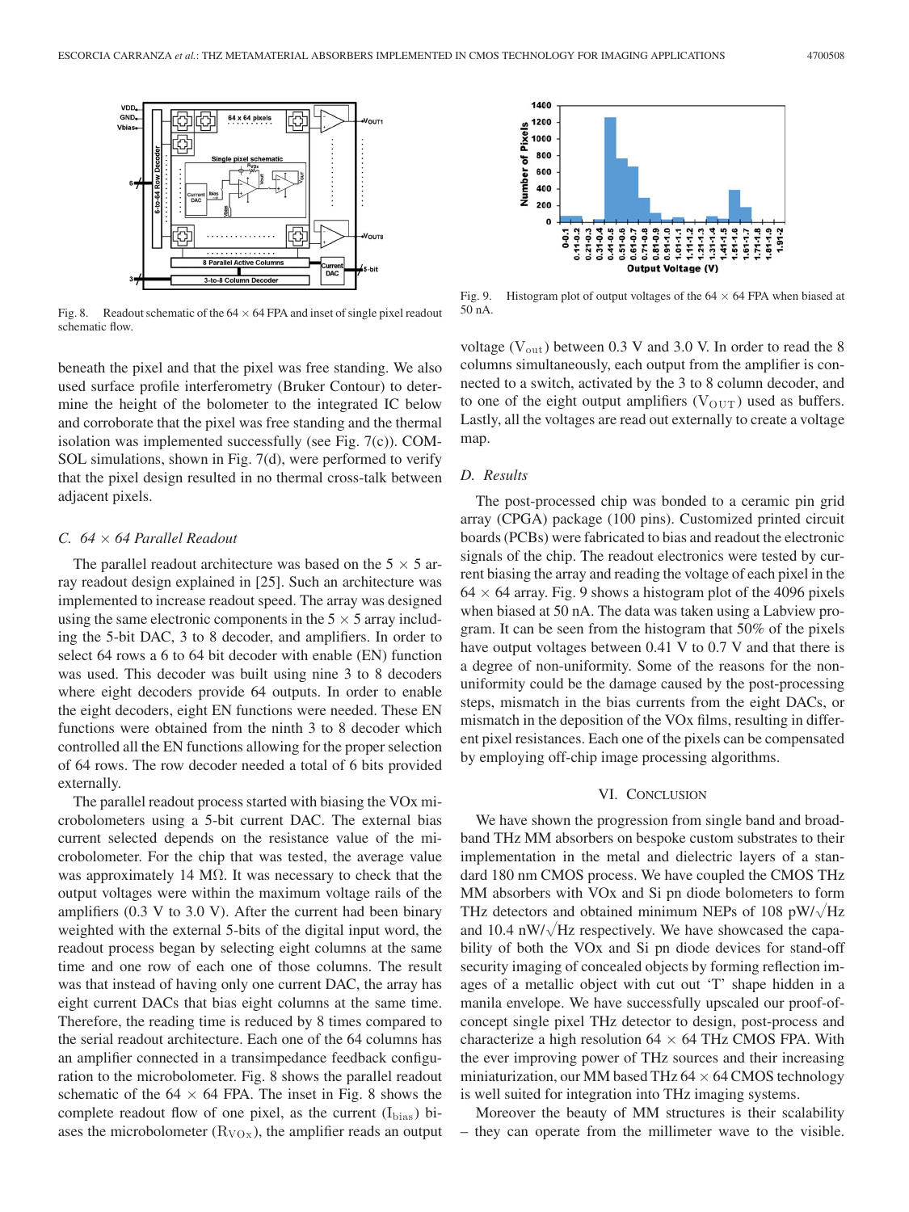Fig. 8. Readout schematic of the 64 × 64 FPA and inset of single pixel readout schematic flow.

Fig. 9. Histogram plot of output voltages of the 64 × 64 FPA when biased at 50 nA.

beneath the pixel and that the pixel was free standing. We also used surface profile interferometry (Bruker Contour) to determine the height of the bolometer to the integrated IC below and corroborate that the pixel was free standing and the thermal isolation was implemented successfully (see Fig. 7(c)). COMSOL simulations, shown in Fig. 7(d), were performed to verify that the pixel design resulted in no thermal cross-talk between adjacent pixels.

### *C. 64 × 64 Parallel Readout*

The parallel readout architecture was based on the 5 × 5 array readout design explained in [25]. Such an architecture was implemented to increase readout speed. The array was designed using the same electronic components in the 5 × 5 array including the 5-bit DAC, 3 to 8 decoder, and amplifiers. In order to select 64 rows a 6 to 64 bit decoder with enable (EN) function was used. This decoder was built using nine 3 to 8 decoders where eight decoders provide 64 outputs. In order to enable the eight decoders, eight EN functions were needed. These EN functions were obtained from the ninth 3 to 8 decoder which controlled all the EN functions allowing for the proper selection of 64 rows. The row decoder needed a total of 6 bits provided externally.

The parallel readout process started with biasing the VOx microbolometers using a 5-bit current DAC. The external bias current selected depends on the resistance value of the microbolometer. For the chip that was tested, the average value was approximately 14 MΩ. It was necessary to check that the output voltages were within the maximum voltage rails of the amplifiers (0.3 V to 3.0 V). After the current had been binary weighted with the external 5-bits of the digital input word, the readout process began by selecting eight columns at the same time and one row of each one of those columns. The result was that instead of having only one current DAC, the array has eight current DACs that bias eight columns at the same time. Therefore, the reading time is reduced by 8 times compared to the serial readout architecture. Each one of the 64 columns has an amplifier connected in a transimpedance feedback configuration to the microbolometer. Fig. 8 shows the parallel readout schematic of the 64 × 64 FPA. The inset in Fig. 8 shows the complete readout flow of one pixel, as the current ($I_{\rm bias}$) biases the microbolometer ($R_{\rm VOx}$), the amplifier reads an output voltage ($V_{\rm out}$) between 0.3 V and 3.0 V. In order to read the 8 columns simultaneously, each output from the amplifier is connected to a switch, activated by the 3 to 8 column decoder, and to one of the eight output amplifiers ($V_{\rm OUT}$) used as buffers. Lastly, all the voltages are read out externally to create a voltage map.

### *D. Results*

The post-processed chip was bonded to a ceramic pin grid array (CPGA) package (100 pins). Customized printed circuit boards (PCBs) were fabricated to bias and readout the electronic signals of the chip. The readout electronics were tested by current biasing the array and reading the voltage of each pixel in the 64 × 64 array. Fig. 9 shows a histogram plot of the 4096 pixels when biased at 50 nA. The data was taken using a Labview program. It can be seen from the histogram that 50% of the pixels have output voltages between 0.41 V to 0.7 V and that there is a degree of non-uniformity. Some of the reasons for the non-uniformity could be the damage caused by the post-processing steps, mismatch in the bias currents from the eight DACs, or mismatch in the deposition of the VOx films, resulting in different pixel resistances. Each one of the pixels can be compensated by employing off-chip image processing algorithms.

## VI. Conclusion

We have shown the progression from single band and broadband THz MM absorbers on bespoke custom substrates to their implementation in the metal and dielectric layers of a standard 180 nm CMOS process. We have coupled the CMOS THz MM absorbers with VOx and Si pn diode bolometers to form THz detectors and obtained minimum NEPs of 108 pW/$\sqrt{\text{Hz}}$ and 10.4 nW/$\sqrt{\text{Hz}}$ respectively. We have showcased the capability of both the VOx and Si pn diode devices for stand-off security imaging of concealed objects by forming reflection images of a metallic object with cut out 'T' shape hidden in a manila envelope. We have successfully upscaled our proof-of-concept single pixel THz detector to design, post-process and characterize a high resolution 64 × 64 THz CMOS FPA. With the ever improving power of THz sources and their increasing miniaturization, our MM based THz 64 × 64 CMOS technology is well suited for integration into THz imaging systems.

Moreover the beauty of MM structures is their scalability – they can operate from the millimeter wave to the visible.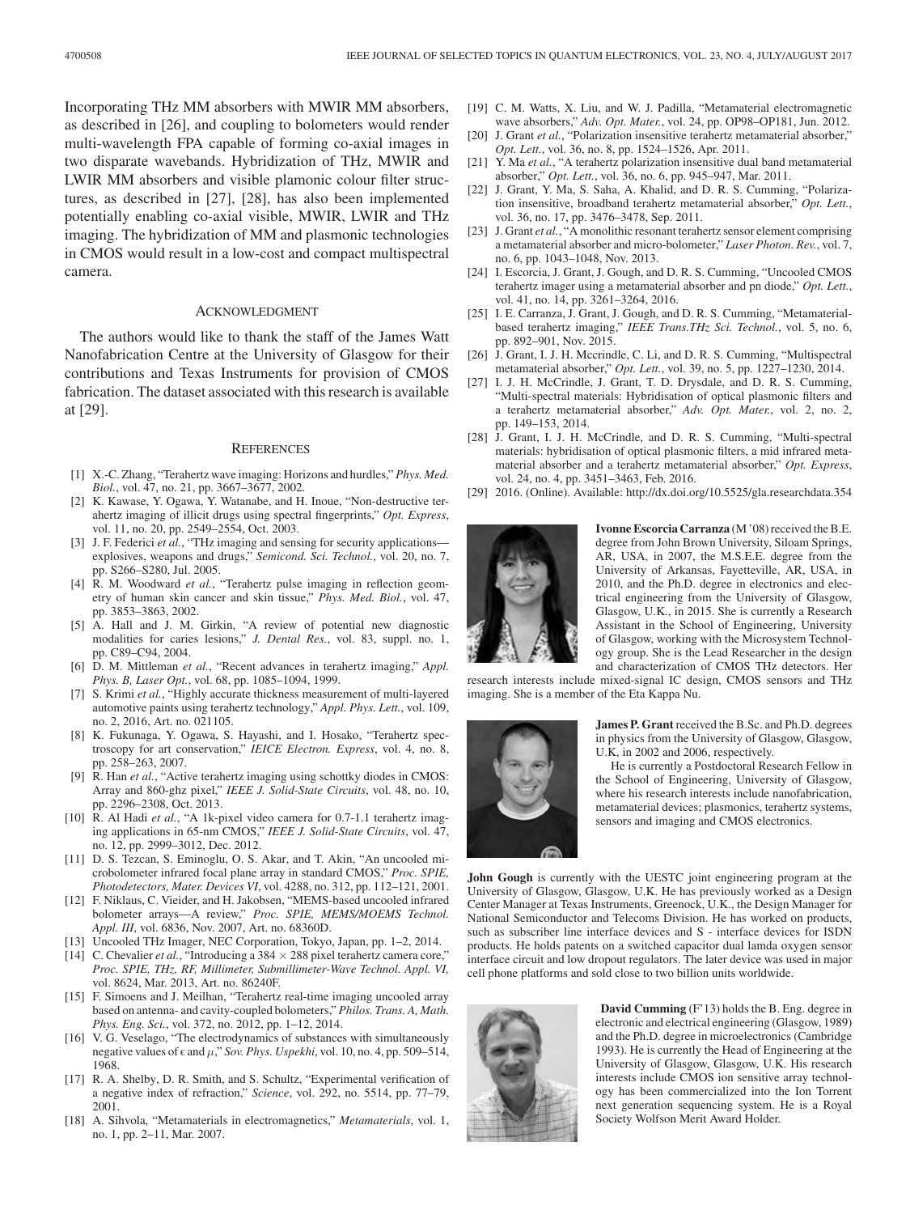Incorporating THz MM absorbers with MWIR MM absorbers, as described in [26], and coupling to bolometers would render multi-wavelength FPA capable of forming co-axial images in two disparate wavebands. Hybridization of THz, MWIR and LWIR MM absorbers and visible plamonic colour filter structures, as described in [27], [28], has also been implemented potentially enabling co-axial visible, MWIR, LWIR and THz imaging. The hybridization of MM and plasmonic technologies in CMOS would result in a low-cost and compact multispectral camera.

## Acknowledgment

The authors would like to thank the staff of the James Watt Nanofabrication Centre at the University of Glasgow for their contributions and Texas Instruments for provision of CMOS fabrication. The dataset associated with this research is available at [29].

## References

[1] X.-C. Zhang, "Terahertz wave imaging: Horizons and hurdles," *Phys. Med. Biol.*, vol. 47, no. 21, pp. 3667–3677, 2002.

[2] K. Kawase, Y. Ogawa, Y. Watanabe, and H. Inoue, "Non-destructive terahertz imaging of illicit drugs using spectral fingerprints," *Opt. Express*, vol. 11, no. 20, pp. 2549–2554, Oct. 2003.

[3] J. F. Federici *et al.*, "THz imaging and sensing for security applications—explosives, weapons and drugs," *Semicond. Sci. Technol.*, vol. 20, no. 7, pp. S266–S280, Jul. 2005.

[4] R. M. Woodward *et al.*, "Terahertz pulse imaging in reflection geometry of human skin cancer and skin tissue," *Phys. Med. Biol.*, vol. 47, pp. 3853–3863, 2002.

[5] A. Hall and J. M. Girkin, "A review of potential new diagnostic modalities for caries lesions," *J. Dental Res.*, vol. 83, suppl. no. 1, pp. C89–C94, 2004.

[6] D. M. Mittleman *et al.*, "Recent advances in terahertz imaging," *Appl. Phys. B, Laser Opt.*, vol. 68, pp. 1085–1094, 1999.

[7] S. Krimi *et al.*, "Highly accurate thickness measurement of multi-layered automotive paints using terahertz technology," *Appl. Phys. Lett.*, vol. 109, no. 2, 2016, Art. no. 021105.

[8] K. Fukunaga, Y. Ogawa, S. Hayashi, and I. Hosako, "Terahertz spectroscopy for art conservation," *IEICE Electron. Express*, vol. 4, no. 8, pp. 258–263, 2007.

[9] R. Han *et al.*, "Active terahertz imaging using schottky diodes in CMOS: Array and 860-ghz pixel," *IEEE J. Solid-State Circuits*, vol. 48, no. 10, pp. 2296–2308, Oct. 2013.

[10] R. Al Hadi *et al.*, "A 1k-pixel video camera for 0.7-1.1 terahertz imaging applications in 65-nm CMOS," *IEEE J. Solid-State Circuits*, vol. 47, no. 12, pp. 2999–3012, Dec. 2012.

[11] D. S. Tezcan, S. Eminoglu, O. S. Akar, and T. Akin, "An uncooled microbolometer infrared focal plane array in standard CMOS," *Proc. SPIE, Photodetectors, Mater. Devices VI*, vol. 4288, no. 312, pp. 112–121, 2001.

[12] F. Niklaus, C. Vieider, and H. Jakobsen, "MEMS-based uncooled infrared bolometer arrays—A review," *Proc. SPIE, MEMS/MOEMS Technol. Appl. III*, vol. 6836, Nov. 2007, Art. no. 68360D.

[13] Uncooled THz Imager, NEC Corporation, Tokyo, Japan, pp. 1–2, 2014.

[14] C. Chevalier *et al.*, "Introducing a $384 \times 288$ pixel terahertz camera core," *Proc. SPIE, THz, RF, Millimeter, Submillimeter-Wave Technol. Appl. VI*, vol. 8624, Mar. 2013, Art. no. 86240F.

[15] F. Simoens and J. Meilhan, "Terahertz real-time imaging uncooled array based on antenna- and cavity-coupled bolometers," *Philos. Trans. A, Math. Phys. Eng. Sci.*, vol. 372, no. 2012, pp. 1–12, 2014.

[16] V. G. Veselago, "The electrodynamics of substances with simultaneously negative values of $\epsilon$ and $\mu$," *Sov. Phys. Uspekhi*, vol. 10, no. 4, pp. 509–514, 1968.

[17] R. A. Shelby, D. R. Smith, and S. Schultz, "Experimental verification of a negative index of refraction," *Science*, vol. 292, no. 5514, pp. 77–79, 2001.

[18] A. Sihvola, "Metamaterials in electromagnetics," *Metamaterials*, vol. 1, no. 1, pp. 2–11, Mar. 2007.

[19] C. M. Watts, X. Liu, and W. J. Padilla, "Metamaterial electromagnetic wave absorbers," *Adv. Opt. Mater.*, vol. 24, pp. OP98–OP181, Jun. 2012.

[20] J. Grant *et al.*, "Polarization insensitive terahertz metamaterial absorber," *Opt. Lett.*, vol. 36, no. 8, pp. 1524–1526, Apr. 2011.

[21] Y. Ma *et al.*, "A terahertz polarization insensitive dual band metamaterial absorber," *Opt. Lett.*, vol. 36, no. 6, pp. 945–947, Mar. 2011.

[22] J. Grant, Y. Ma, S. Saha, A. Khalid, and D. R. S. Cumming, "Polarization insensitive, broadband terahertz metamaterial absorber," *Opt. Lett.*, vol. 36, no. 17, pp. 3476–3478, Sep. 2011.

[23] J. Grant *et al.*, "A monolithic resonant terahertz sensor element comprising a metamaterial absorber and micro-bolometer," *Laser Photon. Rev.*, vol. 7, no. 6, pp. 1043–1048, Nov. 2013.

[24] I. Escorcia, J. Grant, J. Gough, and D. R. S. Cumming, "Uncooled CMOS terahertz imager using a metamaterial absorber and pn diode," *Opt. Lett.*, vol. 41, no. 14, pp. 3261–3264, 2016.

[25] I. E. Carranza, J. Grant, J. Gough, and D. R. S. Cumming, "Metamaterial-based terahertz imaging," *IEEE Trans.THz Sci. Technol.*, vol. 5, no. 6, pp. 892–901, Nov. 2015.

[26] J. Grant, I. J. H. Mccrindle, C. Li, and D. R. S. Cumming, "Multispectral metamaterial absorber," *Opt. Lett.*, vol. 39, no. 5, pp. 1227–1230, 2014.

[27] I. J. H. McCrindle, J. Grant, T. D. Drysdale, and D. R. S. Cumming, "Multi-spectral materials: Hybridisation of optical plasmonic filters and a terahertz metamaterial absorber," *Adv. Opt. Mater.*, vol. 2, no. 2, pp. 149–153, 2014.

[28] J. Grant, I. J. H. McCrindle, and D. R. S. Cumming, "Multi-spectral materials: hybridisation of optical plasmonic filters, a mid infrared metamaterial absorber and a terahertz metamaterial absorber," *Opt. Express*, vol. 24, no. 4, pp. 3451–3463, Feb. 2016.

[29] 2016. (Online). Available: http://dx.doi.org/10.5525/gla.researchdata.354

**Ivonne Escorcia Carranza** (M'08) received the B.E. degree from John Brown University, Siloam Springs, AR, USA, in 2007, the M.S.E.E. degree from the University of Arkansas, Fayetteville, AR, USA, in 2010, and the Ph.D. degree in electronics and electrical engineering from the University of Glasgow, Glasgow, U.K., in 2015. She is currently a Research Assistant in the School of Engineering, University of Glasgow, working with the Microsystem Technology group. She is the Lead Researcher in the design and characterization of CMOS THz detectors. Her research interests include mixed-signal IC design, CMOS sensors and THz imaging. She is a member of the Eta Kappa Nu.

**James P. Grant** received the B.Sc. and Ph.D. degrees in physics from the University of Glasgow, Glasgow, U.K, in 2002 and 2006, respectively.

He is currently a Postdoctoral Research Fellow in the School of Engineering, University of Glasgow, where his research interests include nanofabrication, metamaterial devices; plasmonics, terahertz systems, sensors and imaging and CMOS electronics.

**John Gough** is currently with the UESTC joint engineering program at the University of Glasgow, Glasgow, U.K. He has previously worked as a Design Center Manager at Texas Instruments, Greenock, U.K., the Design Manager for National Semiconductor and Telecoms Division. He has worked on products, such as subscriber line interface devices and S - interface devices for ISDN products. He holds patents on a switched capacitor dual lamda oxygen sensor interface circuit and low dropout regulators. The later device was used in major cell phone platforms and sold close to two billion units worldwide.

**David Cumming** (F'13) holds the B. Eng. degree in electronic and electrical engineering (Glasgow, 1989) and the Ph.D. degree in microelectronics (Cambridge 1993). He is currently the Head of Engineering at the University of Glasgow, Glasgow, U.K. His research interests include CMOS ion sensitive array technology has been commercialized into the Ion Torrent next generation sequencing system. He is a Royal Society Wolfson Merit Award Holder.